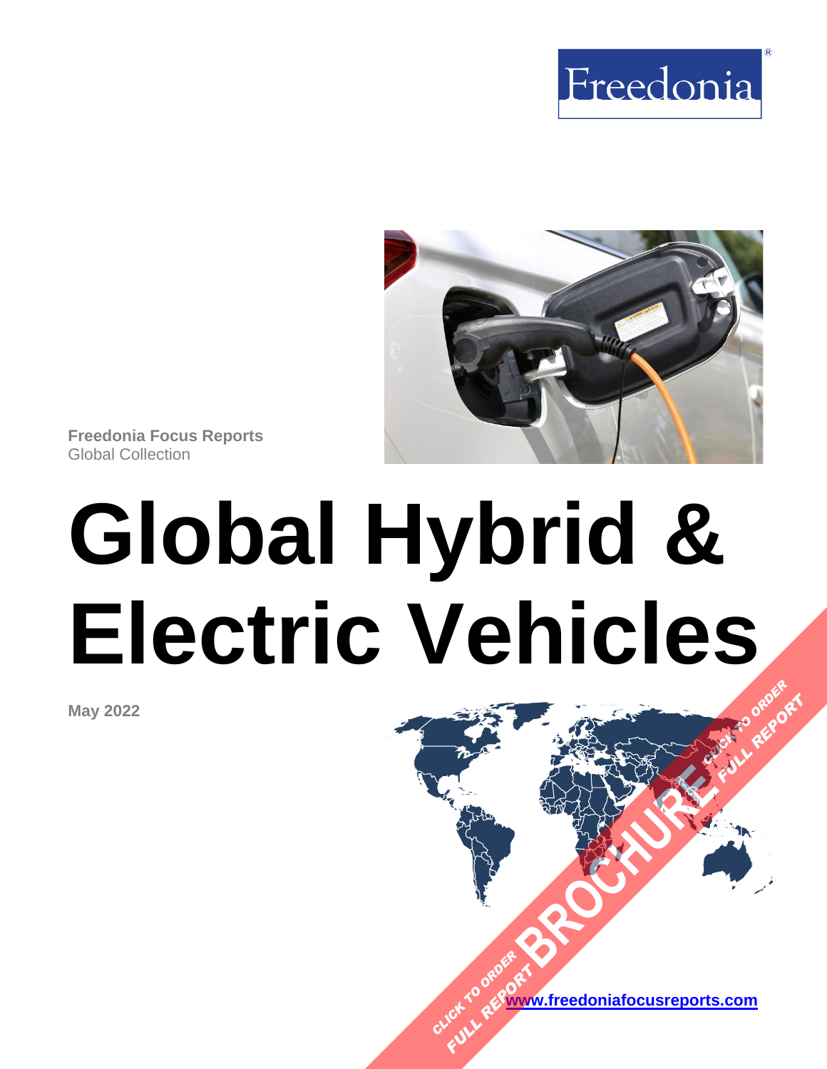Freedonia

Freedonia Focus Reports
Global Collection

# Global Hybrid & Electric Vehicles

**May 2022**

CLICK TO ORDER FULL REPORT BROCHURE CLICK TO ORDER FULL REPORT

[www.freedoniafocusreports.com](http://www.freedoniafocusreports.com)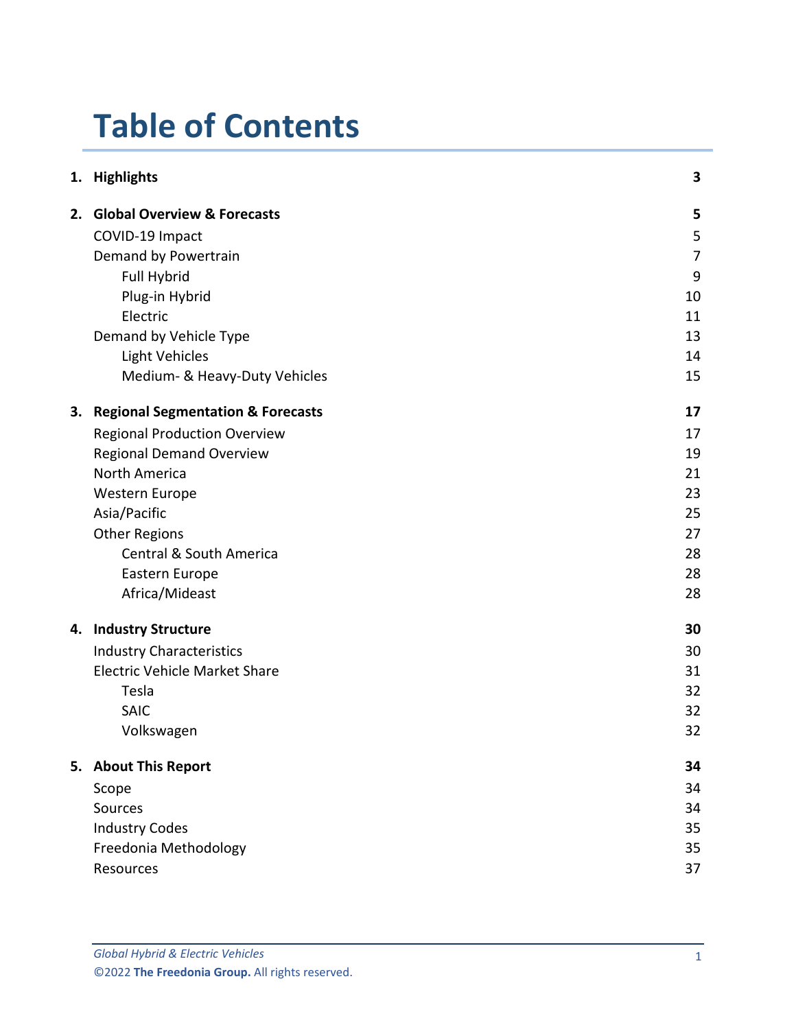# Table of Contents

| | |
|---|---|
| **1. Highlights** | **3** |
| **2. Global Overview & Forecasts** | **5** |
| COVID-19 Impact | 5 |
| Demand by Powertrain | 7 |
| &nbsp;&nbsp;&nbsp;&nbsp;Full Hybrid | 9 |
| &nbsp;&nbsp;&nbsp;&nbsp;Plug-in Hybrid | 10 |
| &nbsp;&nbsp;&nbsp;&nbsp;Electric | 11 |
| Demand by Vehicle Type | 13 |
| &nbsp;&nbsp;&nbsp;&nbsp;Light Vehicles | 14 |
| &nbsp;&nbsp;&nbsp;&nbsp;Medium- & Heavy-Duty Vehicles | 15 |
| **3. Regional Segmentation & Forecasts** | **17** |
| Regional Production Overview | 17 |
| Regional Demand Overview | 19 |
| North America | 21 |
| Western Europe | 23 |
| Asia/Pacific | 25 |
| Other Regions | 27 |
| &nbsp;&nbsp;&nbsp;&nbsp;Central & South America | 28 |
| &nbsp;&nbsp;&nbsp;&nbsp;Eastern Europe | 28 |
| &nbsp;&nbsp;&nbsp;&nbsp;Africa/Mideast | 28 |
| **4. Industry Structure** | **30** |
| Industry Characteristics | 30 |
| Electric Vehicle Market Share | 31 |
| &nbsp;&nbsp;&nbsp;&nbsp;Tesla | 32 |
| &nbsp;&nbsp;&nbsp;&nbsp;SAIC | 32 |
| &nbsp;&nbsp;&nbsp;&nbsp;Volkswagen | 32 |
| **5. About This Report** | **34** |
| Scope | 34 |
| Sources | 34 |
| Industry Codes | 35 |
| Freedonia Methodology | 35 |
| Resources | 37 |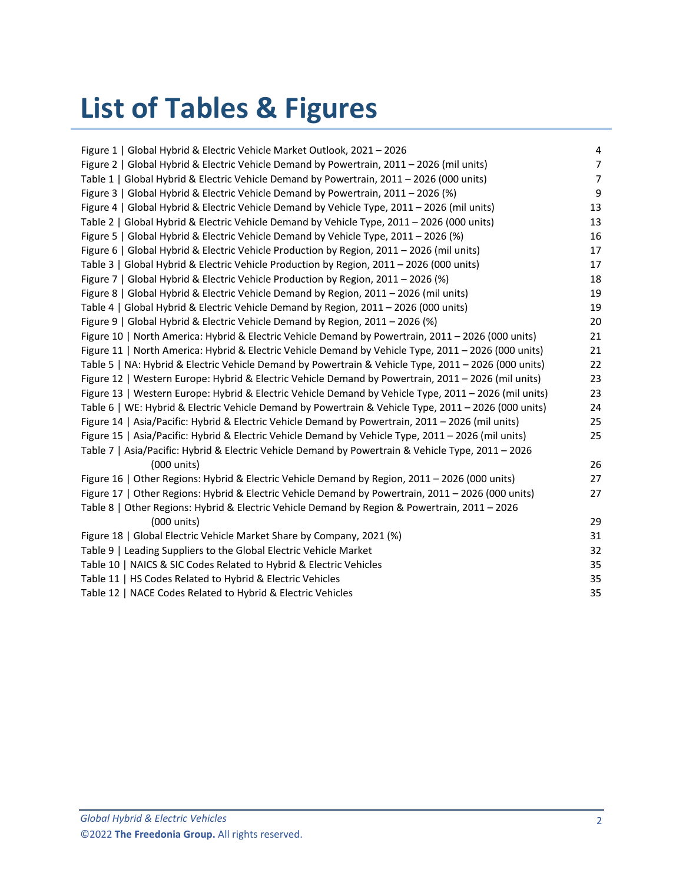# List of Tables & Figures

| | |
|---|---|
| Figure 1 \| Global Hybrid & Electric Vehicle Market Outlook, 2021 – 2026 | 4 |
| Figure 2 \| Global Hybrid & Electric Vehicle Demand by Powertrain, 2011 – 2026 (mil units) | 7 |
| Table 1 \| Global Hybrid & Electric Vehicle Demand by Powertrain, 2011 – 2026 (000 units) | 7 |
| Figure 3 \| Global Hybrid & Electric Vehicle Demand by Powertrain, 2011 – 2026 (%) | 9 |
| Figure 4 \| Global Hybrid & Electric Vehicle Demand by Vehicle Type, 2011 – 2026 (mil units) | 13 |
| Table 2 \| Global Hybrid & Electric Vehicle Demand by Vehicle Type, 2011 – 2026 (000 units) | 13 |
| Figure 5 \| Global Hybrid & Electric Vehicle Demand by Vehicle Type, 2011 – 2026 (%) | 16 |
| Figure 6 \| Global Hybrid & Electric Vehicle Production by Region, 2011 – 2026 (mil units) | 17 |
| Table 3 \| Global Hybrid & Electric Vehicle Production by Region, 2011 – 2026 (000 units) | 17 |
| Figure 7 \| Global Hybrid & Electric Vehicle Production by Region, 2011 – 2026 (%) | 18 |
| Figure 8 \| Global Hybrid & Electric Vehicle Demand by Region, 2011 – 2026 (mil units) | 19 |
| Table 4 \| Global Hybrid & Electric Vehicle Demand by Region, 2011 – 2026 (000 units) | 19 |
| Figure 9 \| Global Hybrid & Electric Vehicle Demand by Region, 2011 – 2026 (%) | 20 |
| Figure 10 \| North America: Hybrid & Electric Vehicle Demand by Powertrain, 2011 – 2026 (000 units) | 21 |
| Figure 11 \| North America: Hybrid & Electric Vehicle Demand by Vehicle Type, 2011 – 2026 (000 units) | 21 |
| Table 5 \| NA: Hybrid & Electric Vehicle Demand by Powertrain & Vehicle Type, 2011 – 2026 (000 units) | 22 |
| Figure 12 \| Western Europe: Hybrid & Electric Vehicle Demand by Powertrain, 2011 – 2026 (mil units) | 23 |
| Figure 13 \| Western Europe: Hybrid & Electric Vehicle Demand by Vehicle Type, 2011 – 2026 (mil units) | 23 |
| Table 6 \| WE: Hybrid & Electric Vehicle Demand by Powertrain & Vehicle Type, 2011 – 2026 (000 units) | 24 |
| Figure 14 \| Asia/Pacific: Hybrid & Electric Vehicle Demand by Powertrain, 2011 – 2026 (mil units) | 25 |
| Figure 15 \| Asia/Pacific: Hybrid & Electric Vehicle Demand by Vehicle Type, 2011 – 2026 (mil units) | 25 |
| Table 7 \| Asia/Pacific: Hybrid & Electric Vehicle Demand by Powertrain & Vehicle Type, 2011 – 2026 (000 units) | 26 |
| Figure 16 \| Other Regions: Hybrid & Electric Vehicle Demand by Region, 2011 – 2026 (000 units) | 27 |
| Figure 17 \| Other Regions: Hybrid & Electric Vehicle Demand by Powertrain, 2011 – 2026 (000 units) | 27 |
| Table 8 \| Other Regions: Hybrid & Electric Vehicle Demand by Region & Powertrain, 2011 – 2026 (000 units) | 29 |
| Figure 18 \| Global Electric Vehicle Market Share by Company, 2021 (%) | 31 |
| Table 9 \| Leading Suppliers to the Global Electric Vehicle Market | 32 |
| Table 10 \| NAICS & SIC Codes Related to Hybrid & Electric Vehicles | 35 |
| Table 11 \| HS Codes Related to Hybrid & Electric Vehicles | 35 |
| Table 12 \| NACE Codes Related to Hybrid & Electric Vehicles | 35 |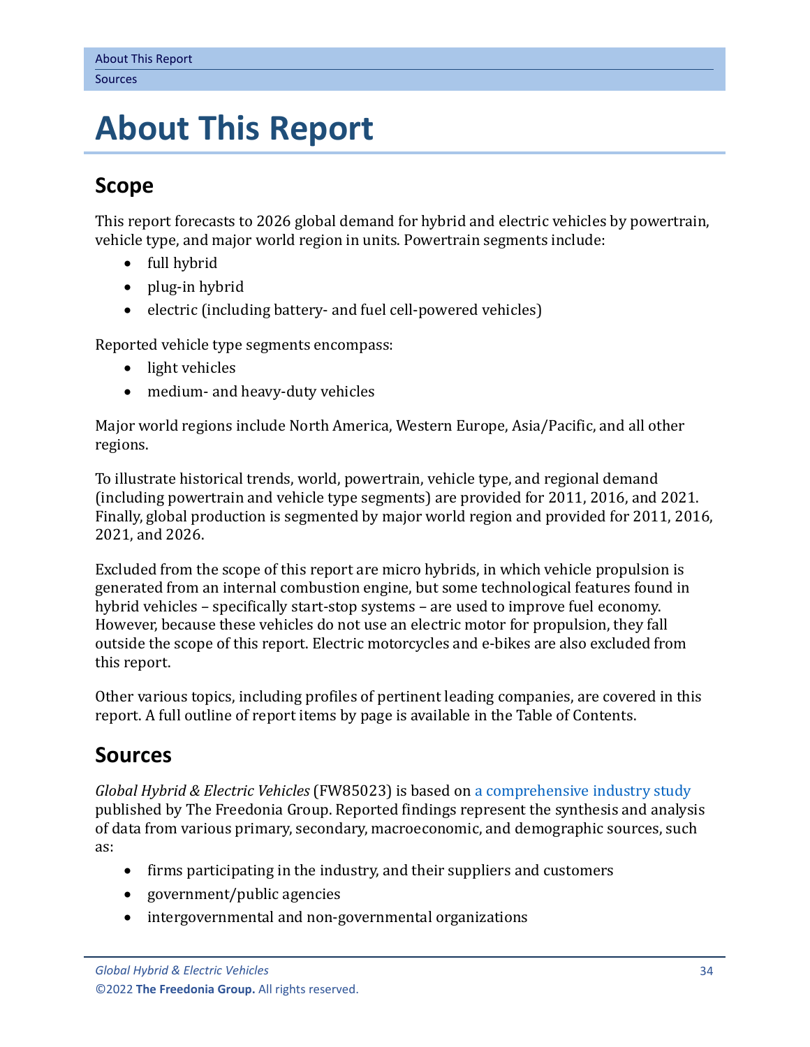# About This Report

## Scope

This report forecasts to 2026 global demand for hybrid and electric vehicles by powertrain, vehicle type, and major world region in units. Powertrain segments include:

- full hybrid
- plug-in hybrid
- electric (including battery- and fuel cell-powered vehicles)

Reported vehicle type segments encompass:

- light vehicles
- medium- and heavy-duty vehicles

Major world regions include North America, Western Europe, Asia/Pacific, and all other regions.

To illustrate historical trends, world, powertrain, vehicle type, and regional demand (including powertrain and vehicle type segments) are provided for 2011, 2016, and 2021. Finally, global production is segmented by major world region and provided for 2011, 2016, 2021, and 2026.

Excluded from the scope of this report are micro hybrids, in which vehicle propulsion is generated from an internal combustion engine, but some technological features found in hybrid vehicles – specifically start-stop systems – are used to improve fuel economy. However, because these vehicles do not use an electric motor for propulsion, they fall outside the scope of this report. Electric motorcycles and e-bikes are also excluded from this report.

Other various topics, including profiles of pertinent leading companies, are covered in this report. A full outline of report items by page is available in the Table of Contents.

## Sources

*Global Hybrid & Electric Vehicles* (FW85023) is based on a comprehensive industry study published by The Freedonia Group. Reported findings represent the synthesis and analysis of data from various primary, secondary, macroeconomic, and demographic sources, such as:

- firms participating in the industry, and their suppliers and customers
- government/public agencies
- intergovernmental and non-governmental organizations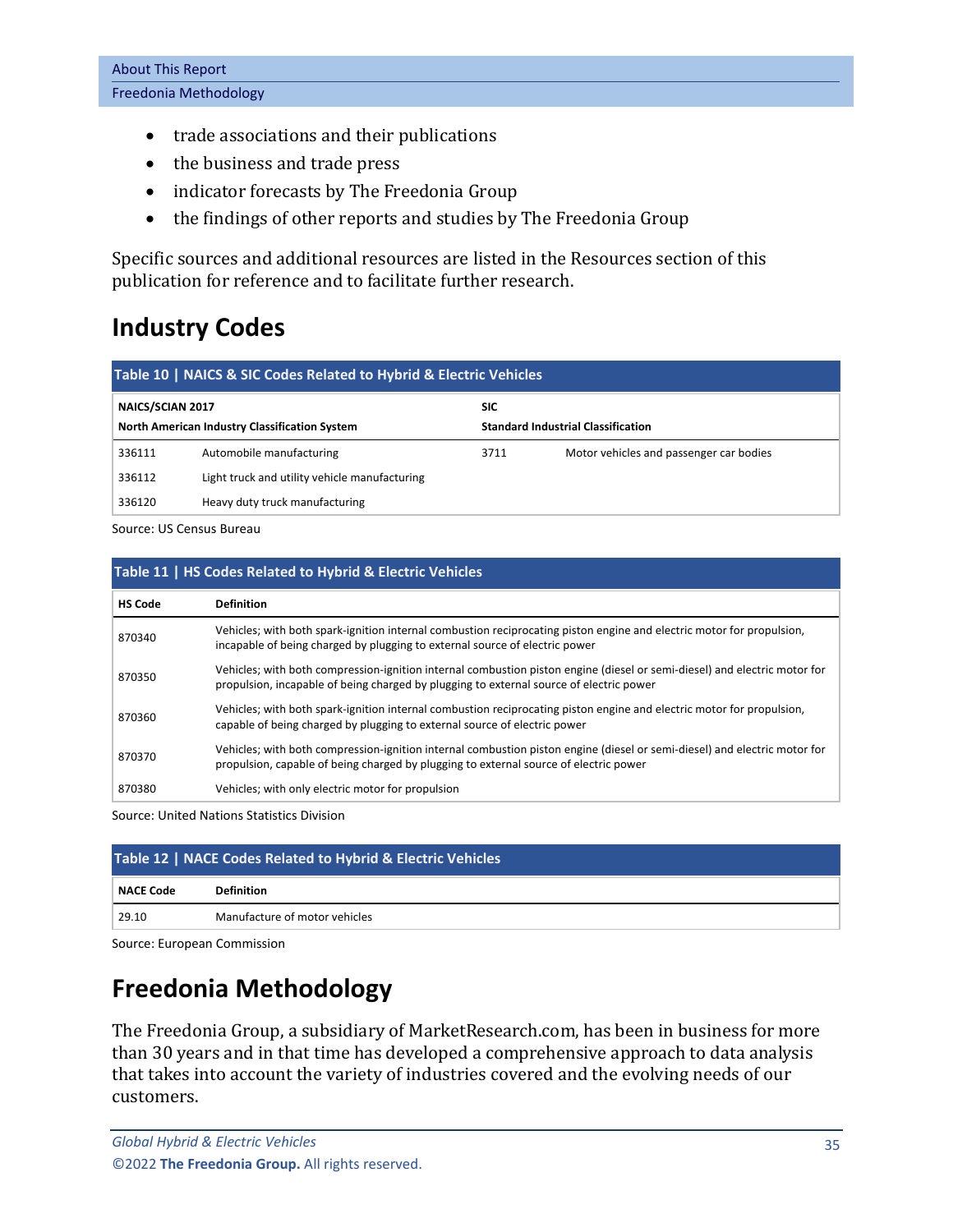- trade associations and their publications
- the business and trade press
- indicator forecasts by The Freedonia Group
- the findings of other reports and studies by The Freedonia Group

Specific sources and additional resources are listed in the Resources section of this publication for reference and to facilitate further research.

# Industry Codes

**Table 10 | NAICS & SIC Codes Related to Hybrid & Electric Vehicles**

| NAICS/SCIAN 2017<br>North American Industry Classification System | | SIC<br>Standard Industrial Classification | |
|---|---|---|---|
| 336111 | Automobile manufacturing | 3711 | Motor vehicles and passenger car bodies |
| 336112 | Light truck and utility vehicle manufacturing | | |
| 336120 | Heavy duty truck manufacturing | | |

Source: US Census Bureau

**Table 11 | HS Codes Related to Hybrid & Electric Vehicles**

| HS Code | Definition |
|---|---|
| 870340 | Vehicles; with both spark-ignition internal combustion reciprocating piston engine and electric motor for propulsion, incapable of being charged by plugging to external source of electric power |
| 870350 | Vehicles; with both compression-ignition internal combustion piston engine (diesel or semi-diesel) and electric motor for propulsion, incapable of being charged by plugging to external source of electric power |
| 870360 | Vehicles; with both spark-ignition internal combustion reciprocating piston engine and electric motor for propulsion, capable of being charged by plugging to external source of electric power |
| 870370 | Vehicles; with both compression-ignition internal combustion piston engine (diesel or semi-diesel) and electric motor for propulsion, capable of being charged by plugging to external source of electric power |
| 870380 | Vehicles; with only electric motor for propulsion |

Source: United Nations Statistics Division

**Table 12 | NACE Codes Related to Hybrid & Electric Vehicles**

| NACE Code | Definition |
|---|---|
| 29.10 | Manufacture of motor vehicles |

Source: European Commission

# Freedonia Methodology

The Freedonia Group, a subsidiary of MarketResearch.com, has been in business for more than 30 years and in that time has developed a comprehensive approach to data analysis that takes into account the variety of industries covered and the evolving needs of our customers.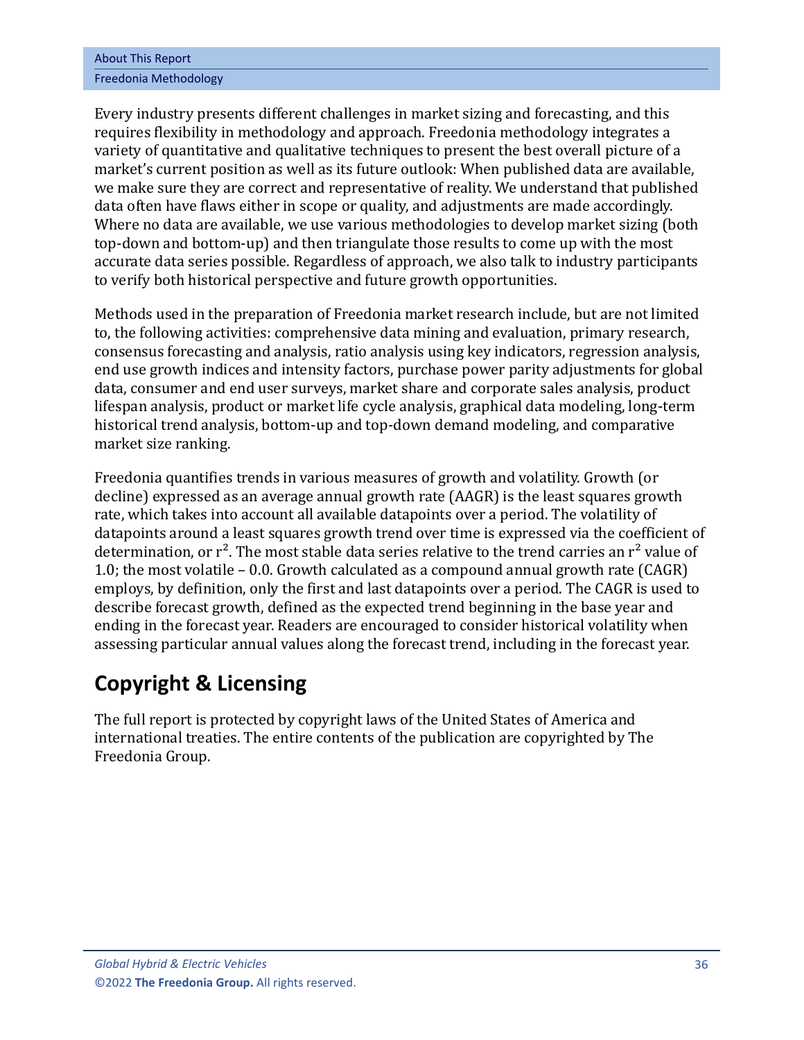Every industry presents different challenges in market sizing and forecasting, and this requires flexibility in methodology and approach. Freedonia methodology integrates a variety of quantitative and qualitative techniques to present the best overall picture of a market's current position as well as its future outlook: When published data are available, we make sure they are correct and representative of reality. We understand that published data often have flaws either in scope or quality, and adjustments are made accordingly. Where no data are available, we use various methodologies to develop market sizing (both top-down and bottom-up) and then triangulate those results to come up with the most accurate data series possible. Regardless of approach, we also talk to industry participants to verify both historical perspective and future growth opportunities.

Methods used in the preparation of Freedonia market research include, but are not limited to, the following activities: comprehensive data mining and evaluation, primary research, consensus forecasting and analysis, ratio analysis using key indicators, regression analysis, end use growth indices and intensity factors, purchase power parity adjustments for global data, consumer and end user surveys, market share and corporate sales analysis, product lifespan analysis, product or market life cycle analysis, graphical data modeling, long-term historical trend analysis, bottom-up and top-down demand modeling, and comparative market size ranking.

Freedonia quantifies trends in various measures of growth and volatility. Growth (or decline) expressed as an average annual growth rate (AAGR) is the least squares growth rate, which takes into account all available datapoints over a period. The volatility of datapoints around a least squares growth trend over time is expressed via the coefficient of determination, or $r^2$. The most stable data series relative to the trend carries an $r^2$ value of 1.0; the most volatile – 0.0. Growth calculated as a compound annual growth rate (CAGR) employs, by definition, only the first and last datapoints over a period. The CAGR is used to describe forecast growth, defined as the expected trend beginning in the base year and ending in the forecast year. Readers are encouraged to consider historical volatility when assessing particular annual values along the forecast trend, including in the forecast year.

## Copyright & Licensing

The full report is protected by copyright laws of the United States of America and international treaties. The entire contents of the publication are copyrighted by The Freedonia Group.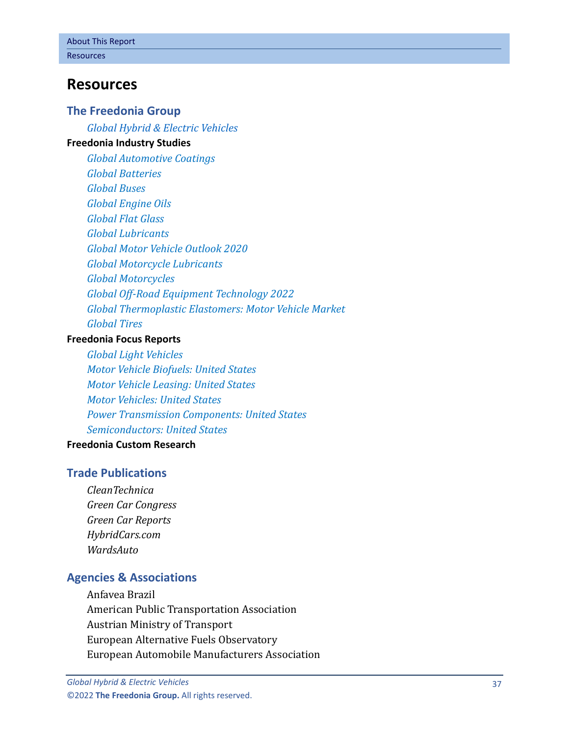# Resources

## The Freedonia Group

*Global Hybrid & Electric Vehicles*

**Freedonia Industry Studies**

*Global Automotive Coatings*
*Global Batteries*
*Global Buses*
*Global Engine Oils*
*Global Flat Glass*
*Global Lubricants*
*Global Motor Vehicle Outlook 2020*
*Global Motorcycle Lubricants*
*Global Motorcycles*
*Global Off-Road Equipment Technology 2022*
*Global Thermoplastic Elastomers: Motor Vehicle Market*
*Global Tires*

**Freedonia Focus Reports**

*Global Light Vehicles*
*Motor Vehicle Biofuels: United States*
*Motor Vehicle Leasing: United States*
*Motor Vehicles: United States*
*Power Transmission Components: United States*
*Semiconductors: United States*

**Freedonia Custom Research**

## Trade Publications

*CleanTechnica*
*Green Car Congress*
*Green Car Reports*
*HybridCars.com*
*WardsAuto*

## Agencies & Associations

Anfavea Brazil
American Public Transportation Association
Austrian Ministry of Transport
European Alternative Fuels Observatory
European Automobile Manufacturers Association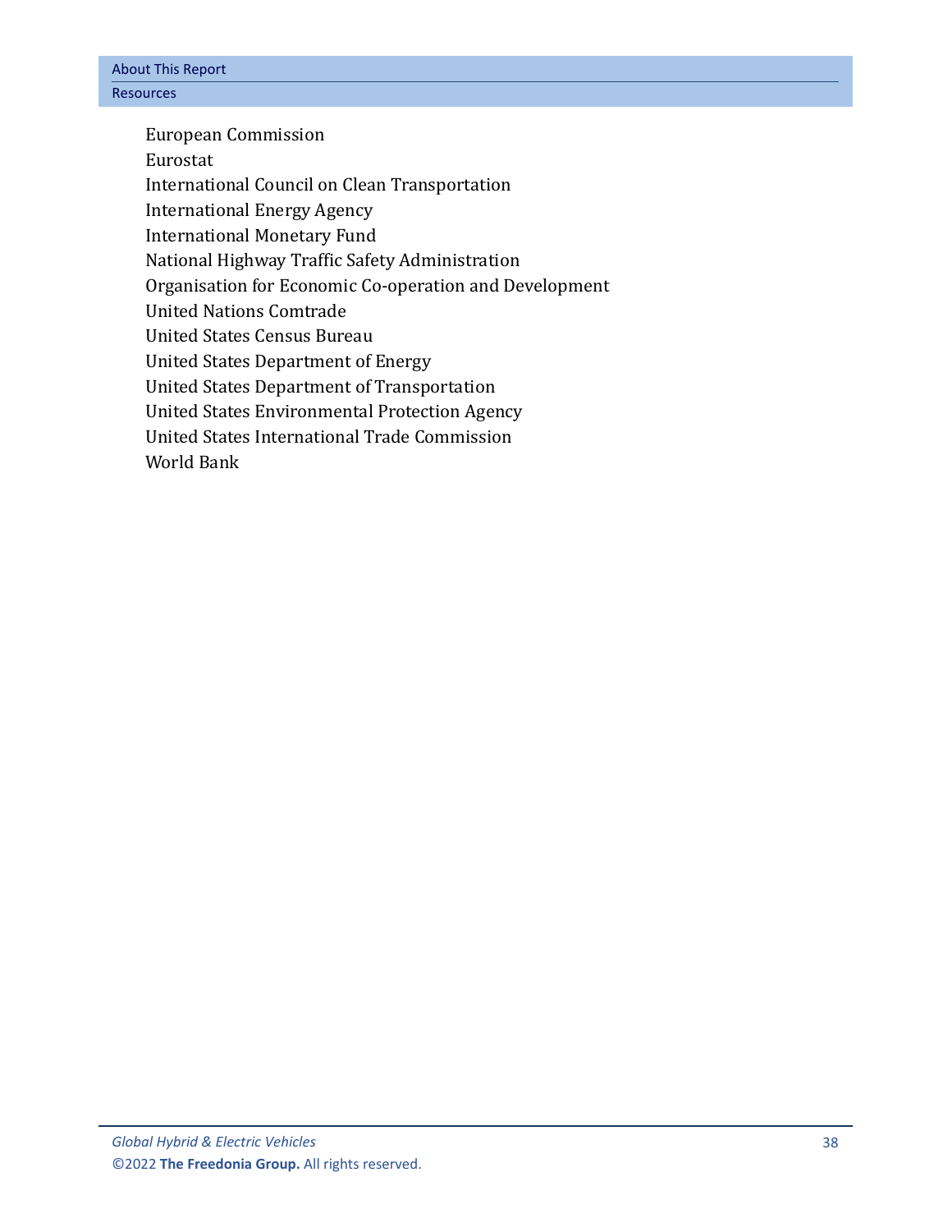European Commission
Eurostat
International Council on Clean Transportation
International Energy Agency
International Monetary Fund
National Highway Traffic Safety Administration
Organisation for Economic Co-operation and Development
United Nations Comtrade
United States Census Bureau
United States Department of Energy
United States Department of Transportation
United States Environmental Protection Agency
United States International Trade Commission
World Bank